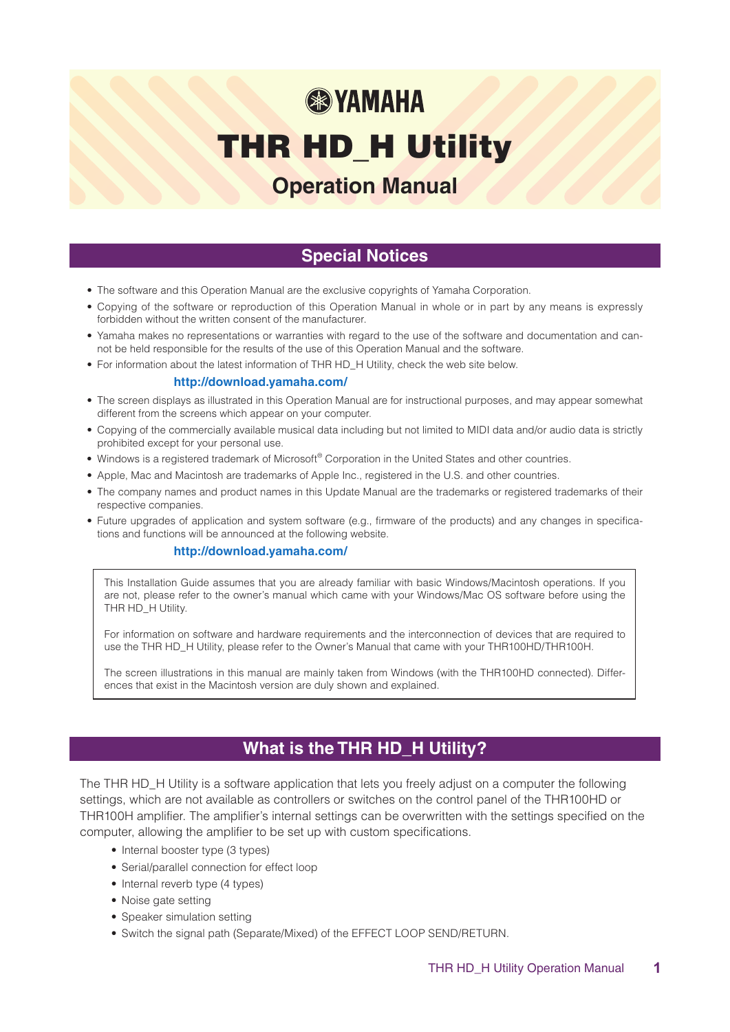# YAMAHA

# THR HD_H Utility

## Operation Manual

## Special Notices

- The software and this Operation Manual are the exclusive copyrights of Yamaha Corporation.
- Copying of the software or reproduction of this Operation Manual in whole or in part by any means is expressly forbidden without the written consent of the manufacturer.
- Yamaha makes no representations or warranties with regard to the use of the software and documentation and cannot be held responsible for the results of the use of this Operation Manual and the software.
- For information about the latest information of THR HD_H Utility, check the web site below.

  **http://download.yamaha.com/**

- The screen displays as illustrated in this Operation Manual are for instructional purposes, and may appear somewhat different from the screens which appear on your computer.
- Copying of the commercially available musical data including but not limited to MIDI data and/or audio data is strictly prohibited except for your personal use.
- Windows is a registered trademark of Microsoft® Corporation in the United States and other countries.
- Apple, Mac and Macintosh are trademarks of Apple Inc., registered in the U.S. and other countries.
- The company names and product names in this Update Manual are the trademarks or registered trademarks of their respective companies.
- Future upgrades of application and system software (e.g., firmware of the products) and any changes in specifications and functions will be announced at the following website.

  **http://download.yamaha.com/**

> This Installation Guide assumes that you are already familiar with basic Windows/Macintosh operations. If you are not, please refer to the owner's manual which came with your Windows/Mac OS software before using the THR HD_H Utility.
>
> For information on software and hardware requirements and the interconnection of devices that are required to use the THR HD_H Utility, please refer to the Owner's Manual that came with your THR100HD/THR100H.
>
> The screen illustrations in this manual are mainly taken from Windows (with the THR100HD connected). Differences that exist in the Macintosh version are duly shown and explained.

## What is the THR HD_H Utility?

The THR HD_H Utility is a software application that lets you freely adjust on a computer the following settings, which are not available as controllers or switches on the control panel of the THR100HD or THR100H amplifier. The amplifier's internal settings can be overwritten with the settings specified on the computer, allowing the amplifier to be set up with custom specifications.

- Internal booster type (3 types)
- Serial/parallel connection for effect loop
- Internal reverb type (4 types)
- Noise gate setting
- Speaker simulation setting
- Switch the signal path (Separate/Mixed) of the EFFECT LOOP SEND/RETURN.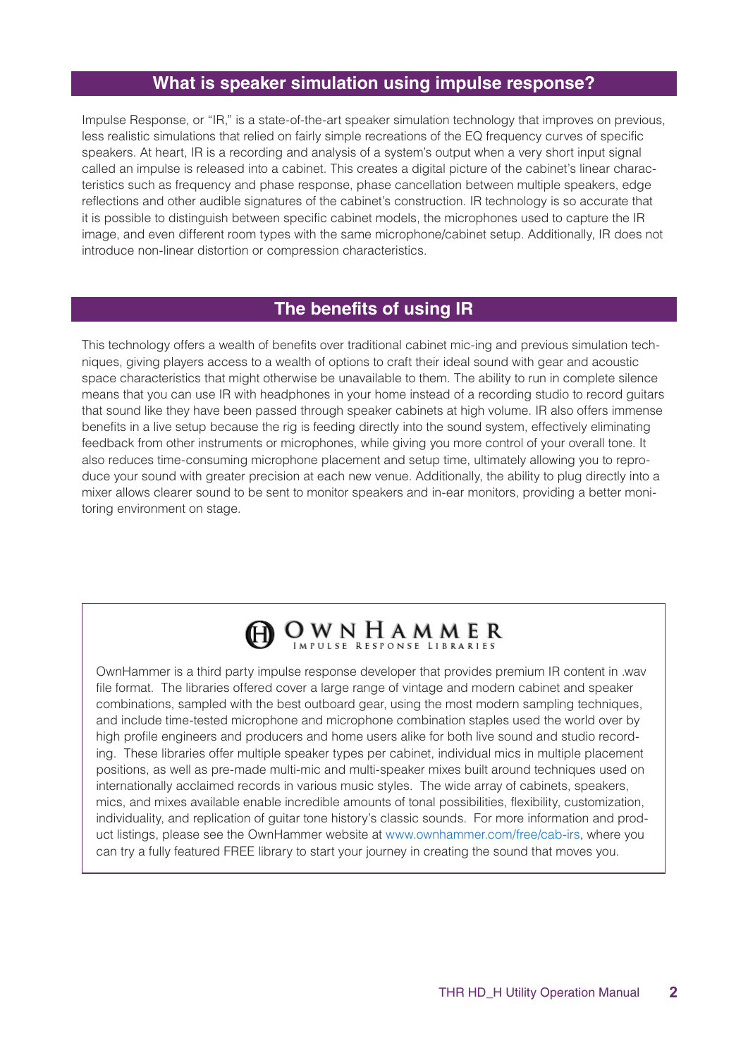## What is speaker simulation using impulse response?

Impulse Response, or "IR," is a state-of-the-art speaker simulation technology that improves on previous, less realistic simulations that relied on fairly simple recreations of the EQ frequency curves of specific speakers. At heart, IR is a recording and analysis of a system's output when a very short input signal called an impulse is released into a cabinet. This creates a digital picture of the cabinet's linear characteristics such as frequency and phase response, phase cancellation between multiple speakers, edge reflections and other audible signatures of the cabinet's construction. IR technology is so accurate that it is possible to distinguish between specific cabinet models, the microphones used to capture the IR image, and even different room types with the same microphone/cabinet setup. Additionally, IR does not introduce non-linear distortion or compression characteristics.

## The benefits of using IR

This technology offers a wealth of benefits over traditional cabinet mic-ing and previous simulation techniques, giving players access to a wealth of options to craft their ideal sound with gear and acoustic space characteristics that might otherwise be unavailable to them. The ability to run in complete silence means that you can use IR with headphones in your home instead of a recording studio to record guitars that sound like they have been passed through speaker cabinets at high volume. IR also offers immense benefits in a live setup because the rig is feeding directly into the sound system, effectively eliminating feedback from other instruments or microphones, while giving you more control of your overall tone. It also reduces time-consuming microphone placement and setup time, ultimately allowing you to reproduce your sound with greater precision at each new venue. Additionally, the ability to plug directly into a mixer allows clearer sound to be sent to monitor speakers and in-ear monitors, providing a better monitoring environment on stage.

**OWNHAMMER**
IMPULSE RESPONSE LIBRARIES

OwnHammer is a third party impulse response developer that provides premium IR content in .wav file format. The libraries offered cover a large range of vintage and modern cabinet and speaker combinations, sampled with the best outboard gear, using the most modern sampling techniques, and include time-tested microphone and microphone combination staples used the world over by high profile engineers and producers and home users alike for both live sound and studio recording. These libraries offer multiple speaker types per cabinet, individual mics in multiple placement positions, as well as pre-made multi-mic and multi-speaker mixes built around techniques used on internationally acclaimed records in various music styles. The wide array of cabinets, speakers, mics, and mixes available enable incredible amounts of tonal possibilities, flexibility, customization, individuality, and replication of guitar tone history's classic sounds. For more information and product listings, please see the OwnHammer website at www.ownhammer.com/free/cab-irs, where you can try a fully featured FREE library to start your journey in creating the sound that moves you.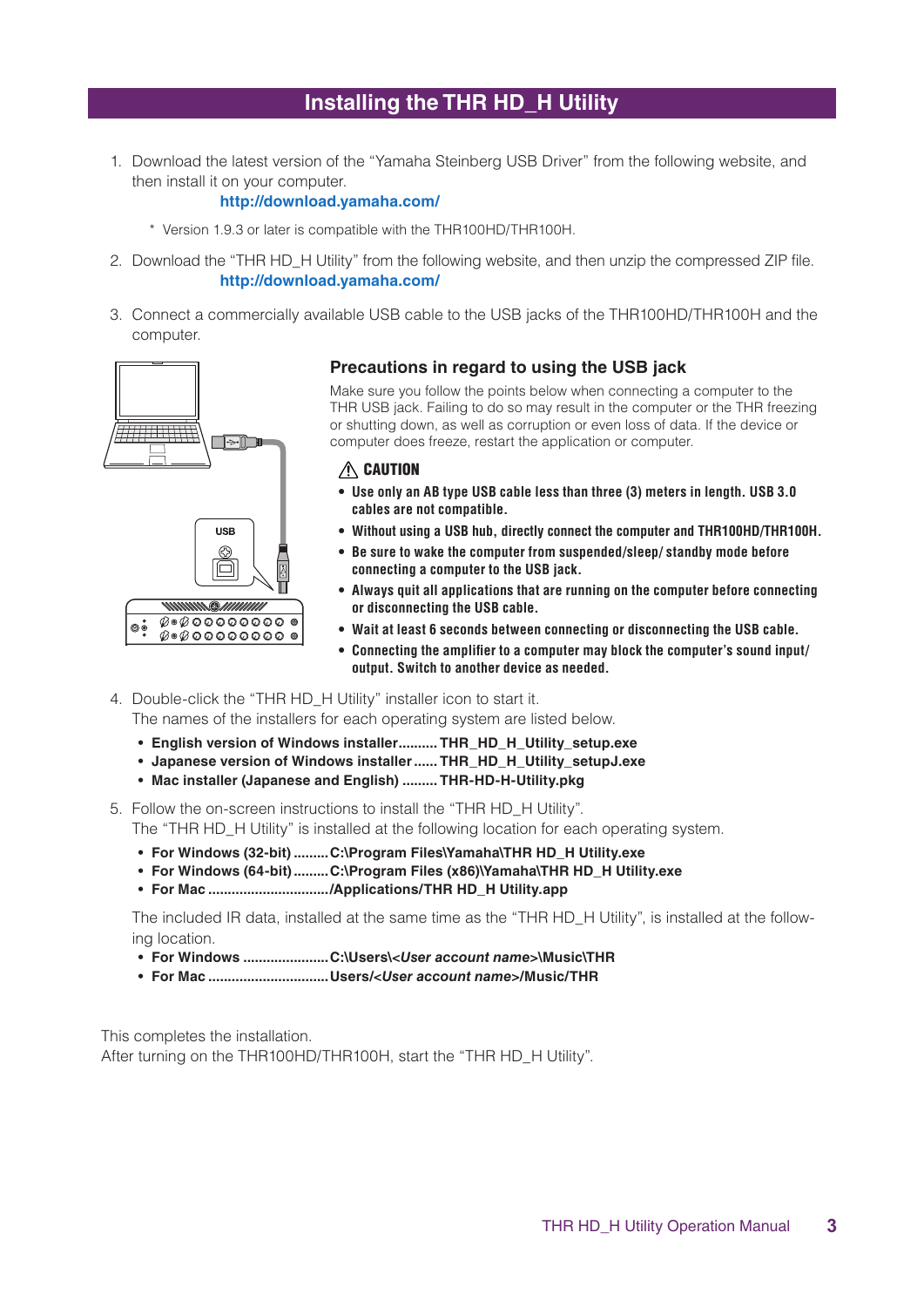# Installing the THR HD_H Utility

1. Download the latest version of the "Yamaha Steinberg USB Driver" from the following website, and then install it on your computer.
   **http://download.yamaha.com/**

   * Version 1.9.3 or later is compatible with the THR100HD/THR100H.

2. Download the "THR HD_H Utility" from the following website, and then unzip the compressed ZIP file.
   **http://download.yamaha.com/**

3. Connect a commercially available USB cable to the USB jacks of the THR100HD/THR100H and the computer.

### Precautions in regard to using the USB jack

Make sure you follow the points below when connecting a computer to the THR USB jack. Failing to do so may result in the computer or the THR freezing or shutting down, as well as corruption or even loss of data. If the device or computer does freeze, restart the application or computer.

**⚠ CAUTION**

- **Use only an AB type USB cable less than three (3) meters in length. USB 3.0 cables are not compatible.**
- **Without using a USB hub, directly connect the computer and THR100HD/THR100H.**
- **Be sure to wake the computer from suspended/sleep/ standby mode before connecting a computer to the USB jack.**
- **Always quit all applications that are running on the computer before connecting or disconnecting the USB cable.**
- **Wait at least 6 seconds between connecting or disconnecting the USB cable.**
- **Connecting the amplifier to a computer may block the computer's sound input/ output. Switch to another device as needed.**

4. Double-click the "THR HD_H Utility" installer icon to start it.
   The names of the installers for each operating system are listed below.
   - **English version of Windows installer.......... THR_HD_H_Utility_setup.exe**
   - **Japanese version of Windows installer...... THR_HD_H_Utility_setupJ.exe**
   - **Mac installer (Japanese and English) ......... THR-HD-H-Utility.pkg**

5. Follow the on-screen instructions to install the "THR HD_H Utility".
   The "THR HD_H Utility" is installed at the following location for each operating system.
   - **For Windows (32-bit) .........C:\Program Files\Yamaha\THR HD_H Utility.exe**
   - **For Windows (64-bit) .........C:\Program Files (x86)\Yamaha\THR HD_H Utility.exe**
   - **For Mac ..............................//Applications/THR HD_H Utility.app**

   The included IR data, installed at the same time as the "THR HD_H Utility", is installed at the following location.
   - **For Windows ......................C:\Users\<*User account name*>\Music\THR**
   - **For Mac ..............................Users/<*User account name*>/Music/THR**

This completes the installation.
After turning on the THR100HD/THR100H, start the "THR HD_H Utility".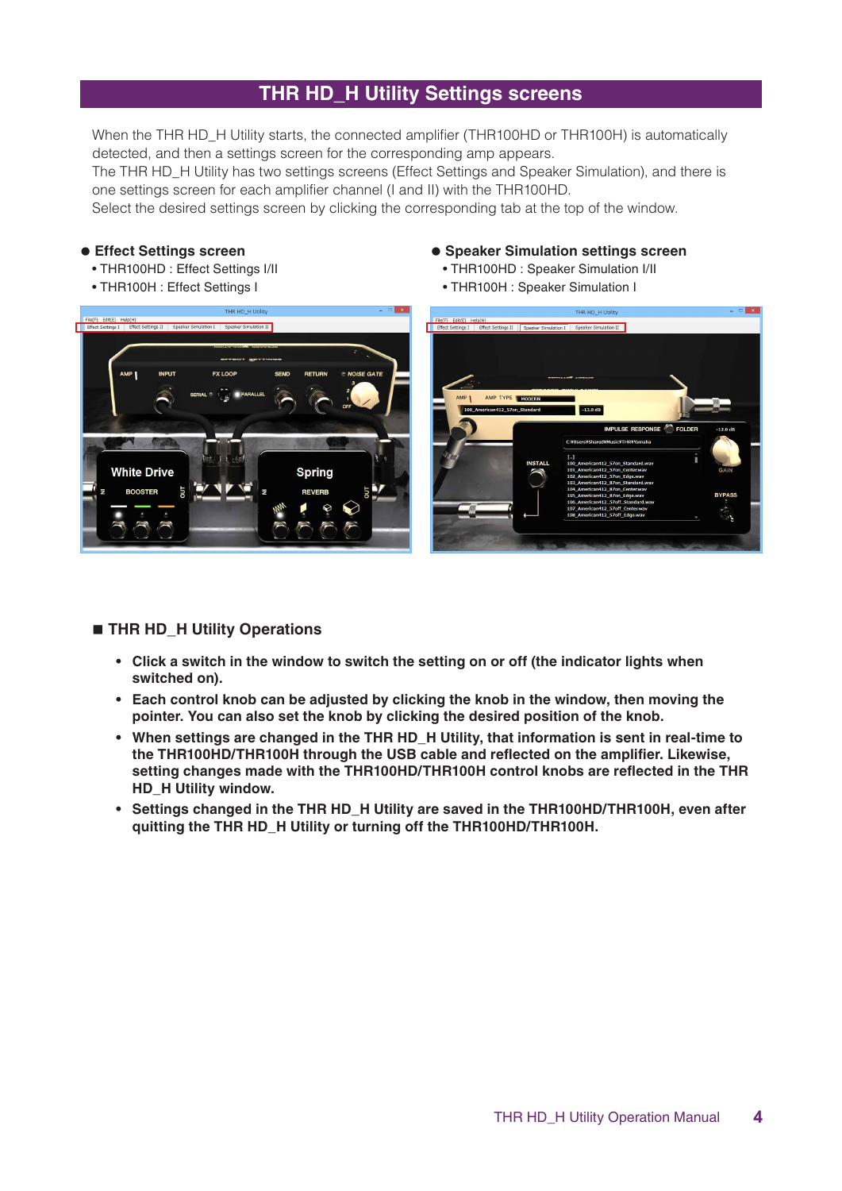## THR HD_H Utility Settings screens

When the THR HD_H Utility starts, the connected amplifier (THR100HD or THR100H) is automatically detected, and then a settings screen for the corresponding amp appears.
The THR HD_H Utility has two settings screens (Effect Settings and Speaker Simulation), and there is one settings screen for each amplifier channel (I and II) with the THR100HD.
Select the desired settings screen by clicking the corresponding tab at the top of the window.

### ● Effect Settings screen

- THR100HD : Effect Settings I/II
- THR100H : Effect Settings I

### ● Speaker Simulation settings screen

- THR100HD : Speaker Simulation I/II
- THR100H : Speaker Simulation I

### ■ THR HD_H Utility Operations

- **Click a switch in the window to switch the setting on or off (the indicator lights when switched on).**
- **Each control knob can be adjusted by clicking the knob in the window, then moving the pointer. You can also set the knob by clicking the desired position of the knob.**
- **When settings are changed in the THR HD_H Utility, that information is sent in real-time to the THR100HD/THR100H through the USB cable and reflected on the amplifier. Likewise, setting changes made with the THR100HD/THR100H control knobs are reflected in the THR HD_H Utility window.**
- **Settings changed in the THR HD_H Utility are saved in the THR100HD/THR100H, even after quitting the THR HD_H Utility or turning off the THR100HD/THR100H.**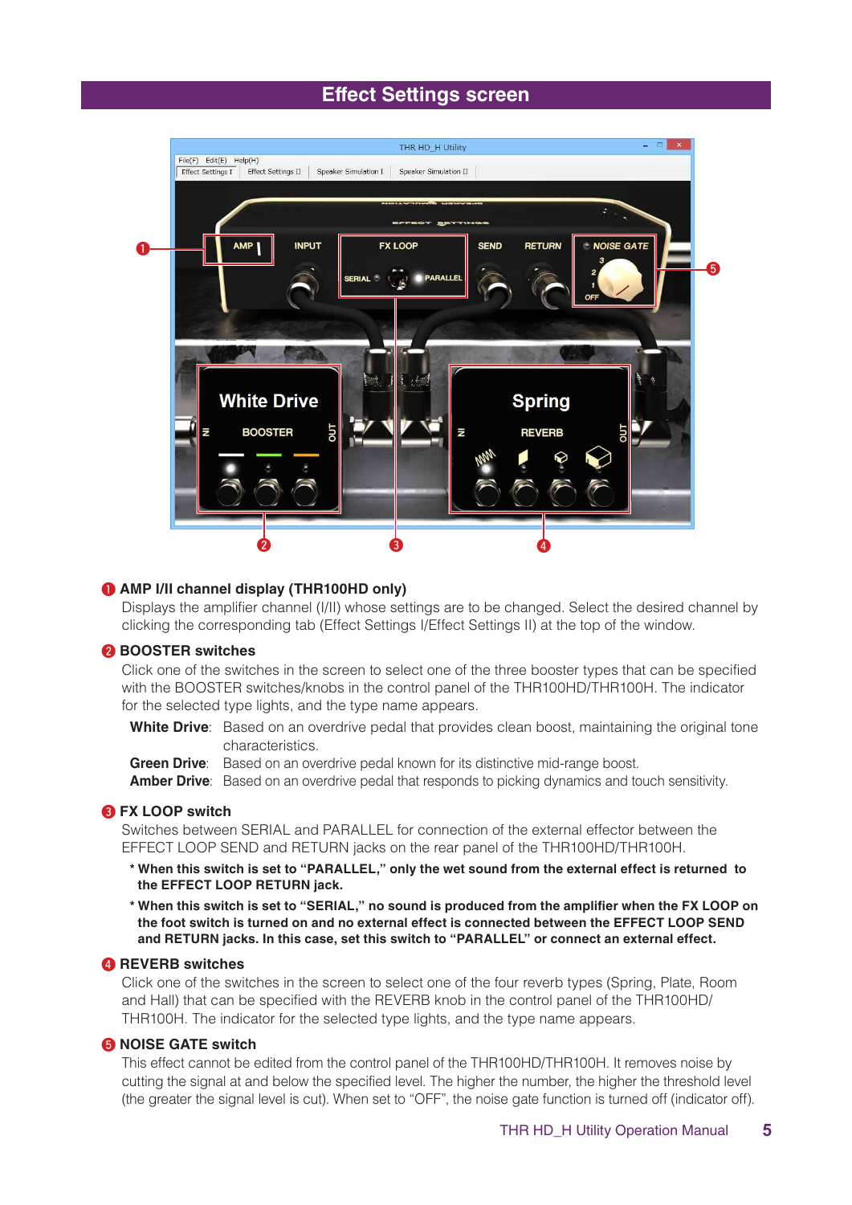## Effect Settings screen

**❶ AMP I/II channel display (THR100HD only)**

Displays the amplifier channel (I/II) whose settings are to be changed. Select the desired channel by clicking the corresponding tab (Effect Settings I/Effect Settings II) at the top of the window.

**❷ BOOSTER switches**

Click one of the switches in the screen to select one of the three booster types that can be specified with the BOOSTER switches/knobs in the control panel of the THR100HD/THR100H. The indicator for the selected type lights, and the type name appears.

**White Drive**: Based on an overdrive pedal that provides clean boost, maintaining the original tone characteristics.
**Green Drive**: Based on an overdrive pedal known for its distinctive mid-range boost.
**Amber Drive**: Based on an overdrive pedal that responds to picking dynamics and touch sensitivity.

**❸ FX LOOP switch**

Switches between SERIAL and PARALLEL for connection of the external effector between the EFFECT LOOP SEND and RETURN jacks on the rear panel of the THR100HD/THR100H.

**\* When this switch is set to "PARALLEL," only the wet sound from the external effect is returned to the EFFECT LOOP RETURN jack.**

**\* When this switch is set to "SERIAL," no sound is produced from the amplifier when the FX LOOP on the foot switch is turned on and no external effect is connected between the EFFECT LOOP SEND and RETURN jacks. In this case, set this switch to "PARALLEL" or connect an external effect.**

**❹ REVERB switches**

Click one of the switches in the screen to select one of the four reverb types (Spring, Plate, Room and Hall) that can be specified with the REVERB knob in the control panel of the THR100HD/THR100H. The indicator for the selected type lights, and the type name appears.

**❺ NOISE GATE switch**

This effect cannot be edited from the control panel of the THR100HD/THR100H. It removes noise by cutting the signal at and below the specified level. The higher the number, the higher the threshold level (the greater the signal level is cut). When set to "OFF", the noise gate function is turned off (indicator off).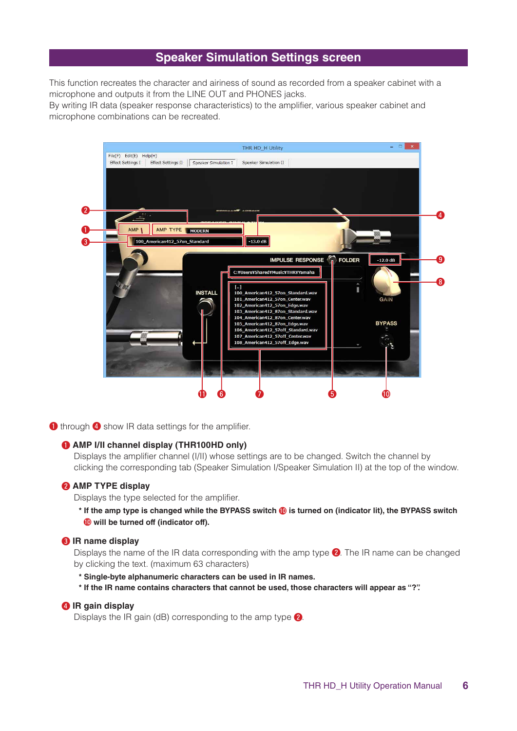## Speaker Simulation Settings screen

This function recreates the character and airiness of sound as recorded from a speaker cabinet with a microphone and outputs it from the LINE OUT and PHONES jacks.
By writing IR data (speaker response characteristics) to the amplifier, various speaker cabinet and microphone combinations can be recreated.

❶ through ❹ show IR data settings for the amplifier.

**❶ AMP I/II channel display (THR100HD only)**

Displays the amplifier channel (I/II) whose settings are to be changed. Switch the channel by clicking the corresponding tab (Speaker Simulation I/Speaker Simulation II) at the top of the window.

**❷ AMP TYPE display**

Displays the type selected for the amplifier.

**\* If the amp type is changed while the BYPASS switch ❿ is turned on (indicator lit), the BYPASS switch ❿ will be turned off (indicator off).**

**❸ IR name display**

Displays the name of the IR data corresponding with the amp type ❷. The IR name can be changed by clicking the text. (maximum 63 characters)

**\* Single-byte alphanumeric characters can be used in IR names.**
**\* If the IR name contains characters that cannot be used, those characters will appear as "?".**

**❹ IR gain display**

Displays the IR gain (dB) corresponding to the amp type ❷.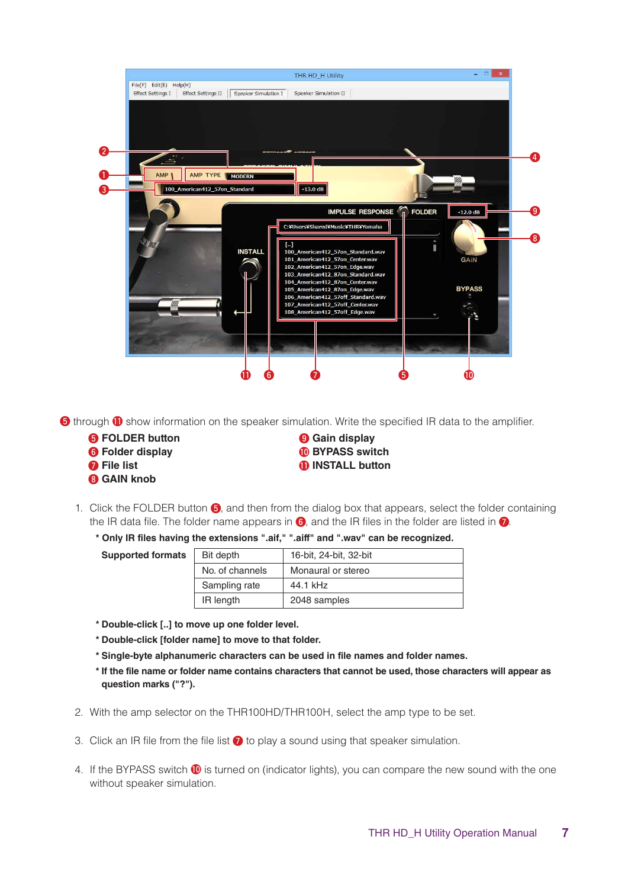❺ through ⓫ show information on the speaker simulation. Write the specified IR data to the amplifier.

- ❺ **FOLDER button**
- ❻ **Folder display**
- ❼ **File list**
- ❽ **GAIN knob**
- ❾ **Gain display**
- ❿ **BYPASS switch**
- ⓫ **INSTALL button**

1. Click the FOLDER button ❺, and then from the dialog box that appears, select the folder containing the IR data file. The folder name appears in ❻, and the IR files in the folder are listed in ❼.

   **\* Only IR files having the extensions ".aif," ".aiff" and ".wav" can be recognized.**

   | **Supported formats** | Bit depth | 16-bit, 24-bit, 32-bit |
   |---|---|---|
   | | No. of channels | Monaural or stereo |
   | | Sampling rate | 44.1 kHz |
   | | IR length | 2048 samples |

   **\* Double-click [..] to move up one folder level.**

   **\* Double-click [folder name] to move to that folder.**

   **\* Single-byte alphanumeric characters can be used in file names and folder names.**

   **\* If the file name or folder name contains characters that cannot be used, those characters will appear as question marks ("?").**

2. With the amp selector on the THR100HD/THR100H, select the amp type to be set.

3. Click an IR file from the file list ❼ to play a sound using that speaker simulation.

4. If the BYPASS switch ❿ is turned on (indicator lights), you can compare the new sound with the one without speaker simulation.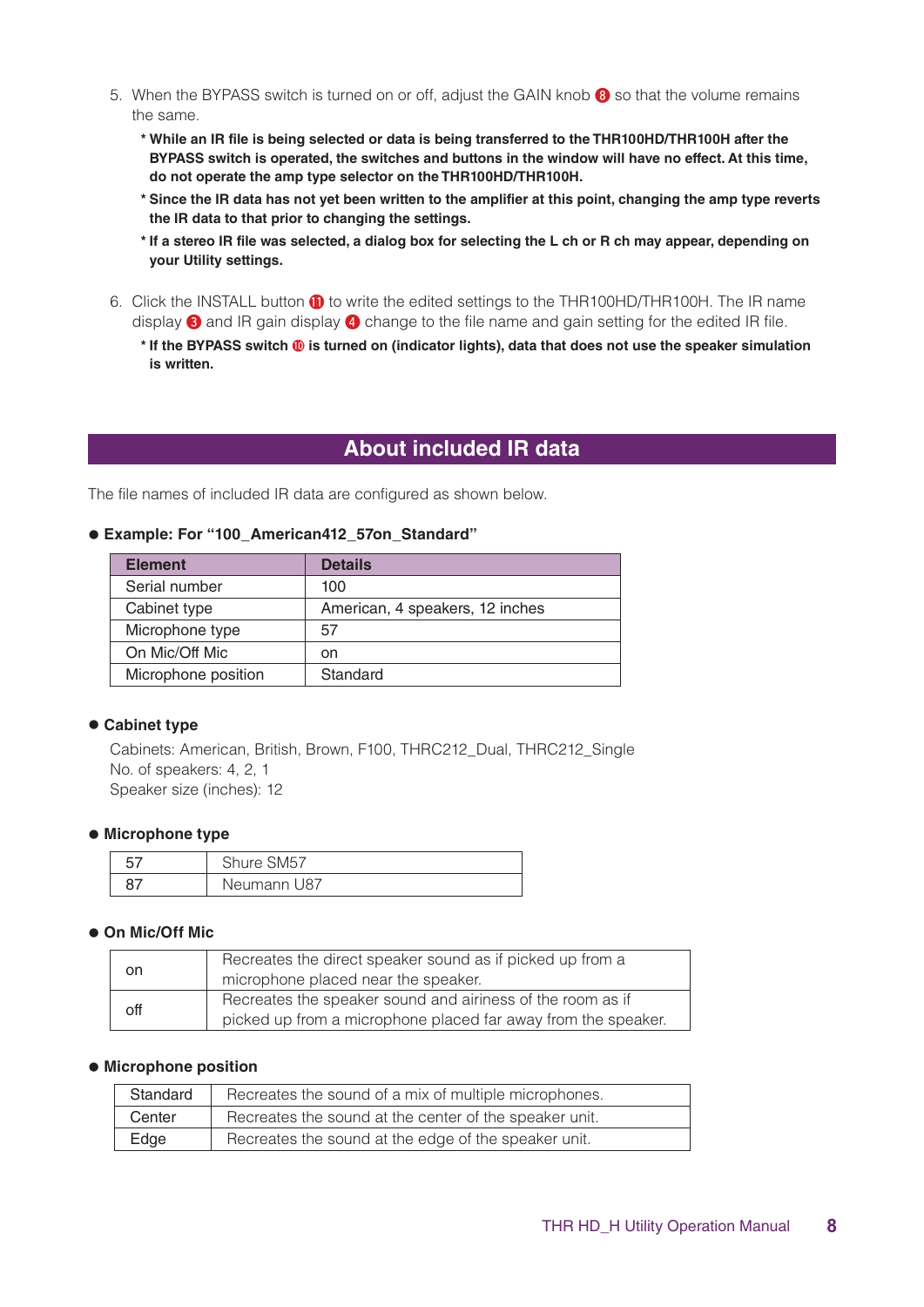5. When the BYPASS switch is turned on or off, adjust the GAIN knob ❽ so that the volume remains the same.

   **\* While an IR file is being selected or data is being transferred to the THR100HD/THR100H after the BYPASS switch is operated, the switches and buttons in the window will have no effect. At this time, do not operate the amp type selector on the THR100HD/THR100H.**

   **\* Since the IR data has not yet been written to the amplifier at this point, changing the amp type reverts the IR data to that prior to changing the settings.**

   **\* If a stereo IR file was selected, a dialog box for selecting the L ch or R ch may appear, depending on your Utility settings.**

6. Click the INSTALL button ⓫ to write the edited settings to the THR100HD/THR100H. The IR name display ❸ and IR gain display ❹ change to the file name and gain setting for the edited IR file.

   **\* If the BYPASS switch ❿ is turned on (indicator lights), data that does not use the speaker simulation is written.**

## About included IR data

The file names of included IR data are configured as shown below.

### ● Example: For "100_American412_57on_Standard"

| Element | Details |
|---|---|
| Serial number | 100 |
| Cabinet type | American, 4 speakers, 12 inches |
| Microphone type | 57 |
| On Mic/Off Mic | on |
| Microphone position | Standard |

### ● Cabinet type

Cabinets: American, British, Brown, F100, THRC212_Dual, THRC212_Single
No. of speakers: 4, 2, 1
Speaker size (inches): 12

### ● Microphone type

| | |
|---|---|
| 57 | Shure SM57 |
| 87 | Neumann U87 |

### ● On Mic/Off Mic

| | |
|---|---|
| on | Recreates the direct speaker sound as if picked up from a microphone placed near the speaker. |
| off | Recreates the speaker sound and airiness of the room as if picked up from a microphone placed far away from the speaker. |

### ● Microphone position

| | |
|---|---|
| Standard | Recreates the sound of a mix of multiple microphones. |
| Center | Recreates the sound at the center of the speaker unit. |
| Edge | Recreates the sound at the edge of the speaker unit. |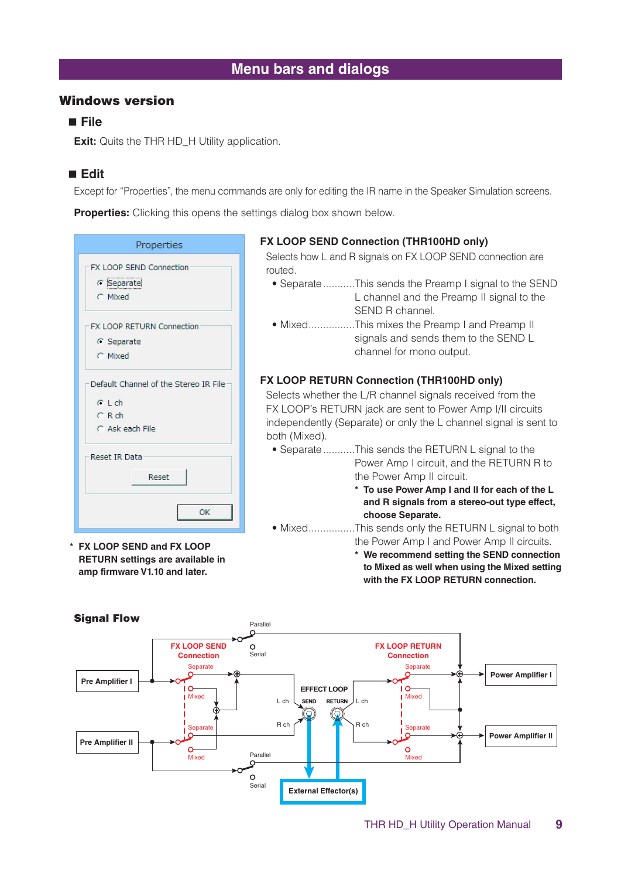# Menu bars and dialogs

## Windows version

### ■ File

**Exit:** Quits the THR HD_H Utility application.

### ■ Edit

Except for "Properties", the menu commands are only for editing the IR name in the Speaker Simulation screens.

**Properties:** Clicking this opens the settings dialog box shown below.

Properties

FX LOOP SEND Connection
- Separate
- Mixed

FX LOOP RETURN Connection
- Separate
- Mixed

Default Channel of the Stereo IR File
- L ch
- R ch
- Ask each File

Reset IR Data
- Reset

OK

\* **FX LOOP SEND and FX LOOP RETURN settings are available in amp firmware V1.10 and later.**

#### FX LOOP SEND Connection (THR100HD only)

Selects how L and R signals on FX LOOP SEND connection are routed.

- Separate ...........This sends the Preamp I signal to the SEND L channel and the Preamp II signal to the SEND R channel.
- Mixed...............This mixes the Preamp I and Preamp II signals and sends them to the SEND L channel for mono output.

#### FX LOOP RETURN Connection (THR100HD only)

Selects whether the L/R channel signals received from the FX LOOP's RETURN jack are sent to Power Amp I/II circuits independently (Separate) or only the L channel signal is sent to both (Mixed).

- Separate ...........This sends the RETURN L signal to the Power Amp I circuit, and the RETURN R to the Power Amp II circuit.
  - \* **To use Power Amp I and II for each of the L and R signals from a stereo-out type effect, choose Separate.**
- Mixed...............This sends only the RETURN L signal to both the Power Amp I and Power Amp II circuits.
  - \* **We recommend setting the SEND connection to Mixed as well when using the Mixed setting with the FX LOOP RETURN connection.**

### Signal Flow

Parallel / Serial — FX LOOP SEND Connection (Separate / Mixed) — Pre Amplifier I — Pre Amplifier II — EFFECT LOOP (SEND, RETURN, L ch, R ch) — External Effector(s) — FX LOOP RETURN Connection (Separate / Mixed) — Power Amplifier I — Power Amplifier II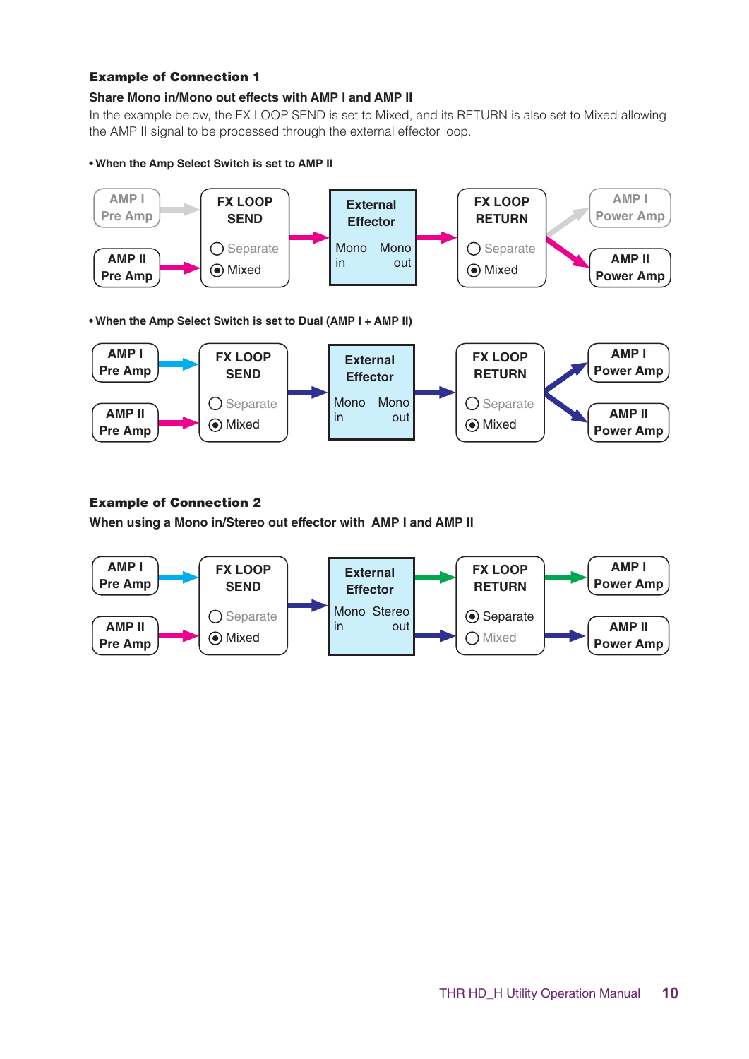### Example of Connection 1

**Share Mono in/Mono out effects with AMP I and AMP II**

In the example below, the FX LOOP SEND is set to Mixed, and its RETURN is also set to Mixed allowing the AMP II signal to be processed through the external effector loop.

- **When the Amp Select Switch is set to AMP II**

AMP I Pre Amp → FX LOOP SEND (○ Separate ◉ Mixed) → External Effector (Mono in / Mono out) → FX LOOP RETURN (○ Separate ◉ Mixed) → AMP I Power Amp

AMP II Pre Amp → AMP II Power Amp

- **When the Amp Select Switch is set to Dual (AMP I + AMP II)**

AMP I Pre Amp → FX LOOP SEND (○ Separate ◉ Mixed) → External Effector (Mono in / Mono out) → FX LOOP RETURN (○ Separate ◉ Mixed) → AMP I Power Amp

AMP II Pre Amp → AMP II Power Amp

### Example of Connection 2

**When using a Mono in/Stereo out effector with AMP I and AMP II**

AMP I Pre Amp → FX LOOP SEND (○ Separate ◉ Mixed) → External Effector (Mono in / Stereo out) → FX LOOP RETURN (◉ Separate ○ Mixed) → AMP I Power Amp

AMP II Pre Amp → AMP II Power Amp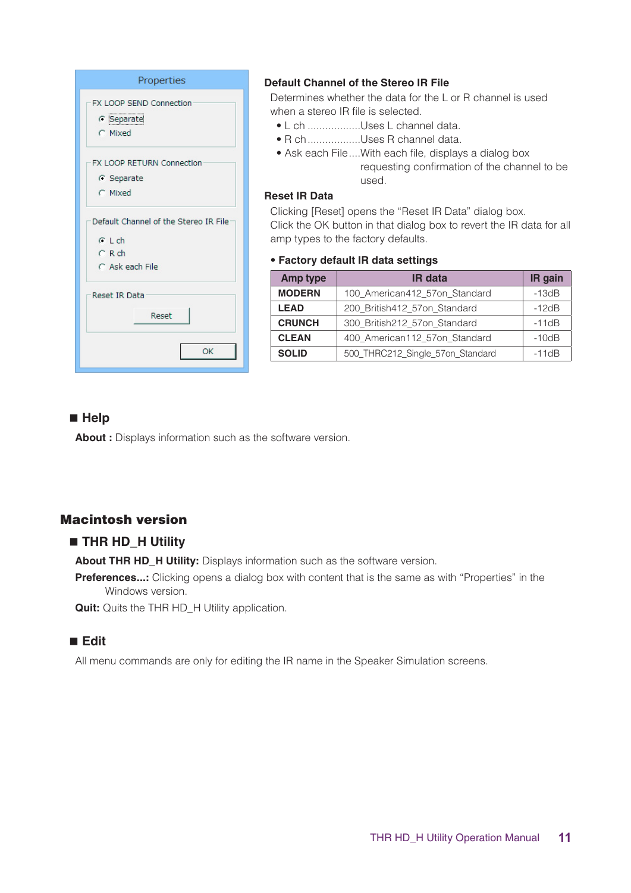**Default Channel of the Stereo IR File**

Determines whether the data for the L or R channel is used when a stereo IR file is selected.

- L ch ..................Uses L channel data.
- R ch ..................Uses R channel data.
- Ask each File....With each file, displays a dialog box requesting confirmation of the channel to be used.

**Reset IR Data**

Clicking [Reset] opens the "Reset IR Data" dialog box. Click the OK button in that dialog box to revert the IR data for all amp types to the factory defaults.

**• Factory default IR data settings**

| Amp type | IR data | IR gain |
|---|---|---|
| **MODERN** | 100_American412_57on_Standard | -13dB |
| **LEAD** | 200_British412_57on_Standard | -12dB |
| **CRUNCH** | 300_British212_57on_Standard | -11dB |
| **CLEAN** | 400_American112_57on_Standard | -10dB |
| **SOLID** | 500_THRC212_Single_57on_Standard | -11dB |

### ■ Help

**About :** Displays information such as the software version.

## Macintosh version

### ■ THR HD_H Utility

**About THR HD_H Utility:** Displays information such as the software version.

**Preferences...:** Clicking opens a dialog box with content that is the same as with "Properties" in the Windows version.

**Quit:** Quits the THR HD_H Utility application.

### ■ Edit

All menu commands are only for editing the IR name in the Speaker Simulation screens.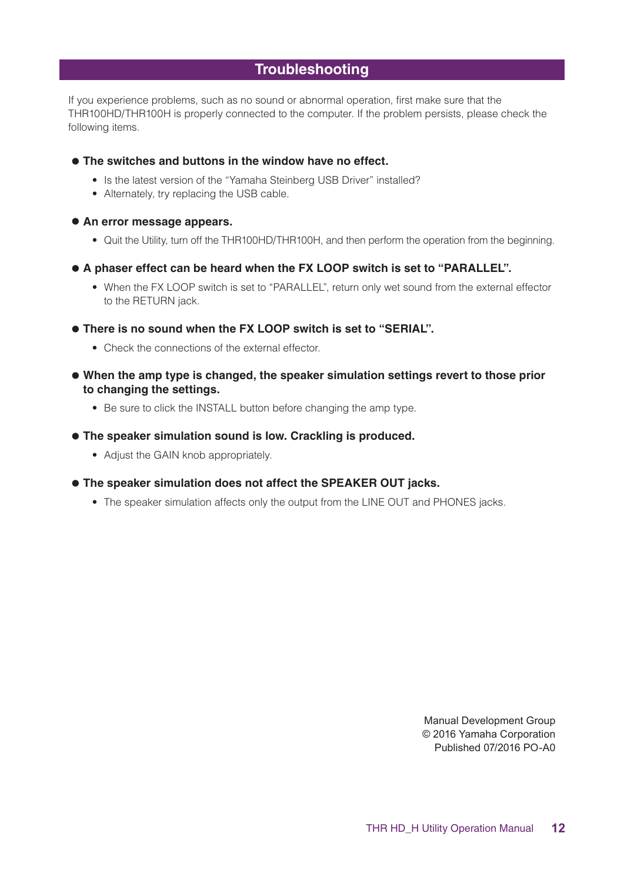## Troubleshooting

If you experience problems, such as no sound or abnormal operation, first make sure that the THR100HD/THR100H is properly connected to the computer. If the problem persists, please check the following items.

### ● The switches and buttons in the window have no effect.

- Is the latest version of the "Yamaha Steinberg USB Driver" installed?
- Alternately, try replacing the USB cable.

### ● An error message appears.

- Quit the Utility, turn off the THR100HD/THR100H, and then perform the operation from the beginning.

### ● A phaser effect can be heard when the FX LOOP switch is set to "PARALLEL".

- When the FX LOOP switch is set to "PARALLEL", return only wet sound from the external effector to the RETURN jack.

### ● There is no sound when the FX LOOP switch is set to "SERIAL".

- Check the connections of the external effector.

### ● When the amp type is changed, the speaker simulation settings revert to those prior to changing the settings.

- Be sure to click the INSTALL button before changing the amp type.

### ● The speaker simulation sound is low. Crackling is produced.

- Adjust the GAIN knob appropriately.

### ● The speaker simulation does not affect the SPEAKER OUT jacks.

- The speaker simulation affects only the output from the LINE OUT and PHONES jacks.

Manual Development Group
© 2016 Yamaha Corporation
Published 07/2016 PO-A0